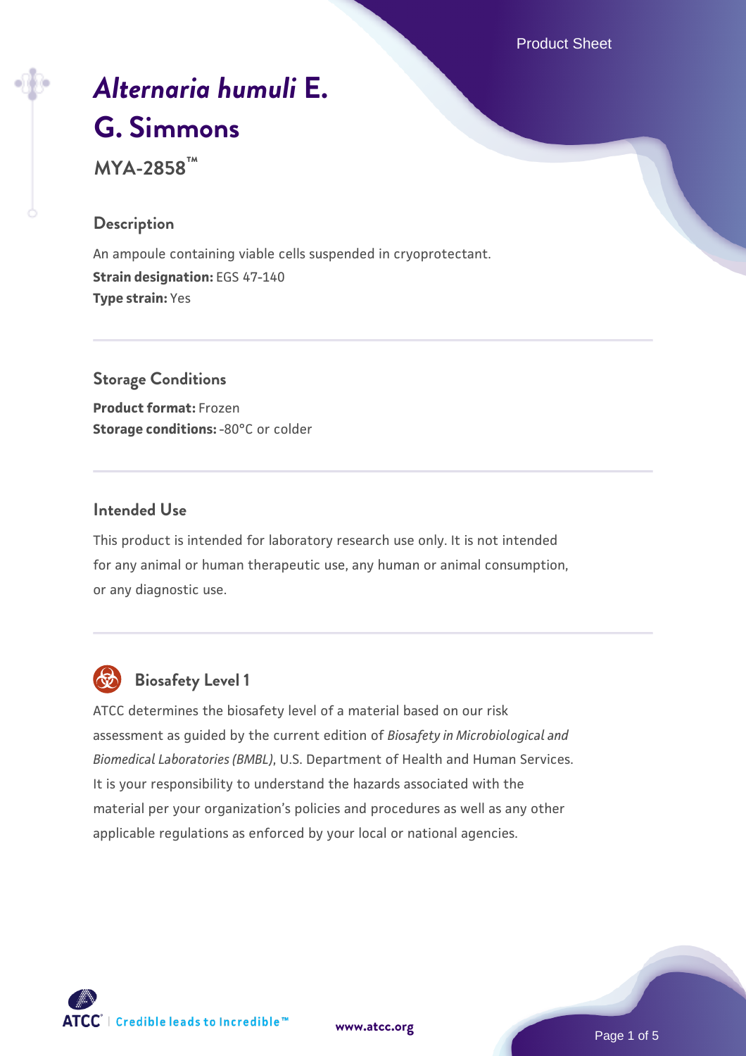# *Alternaria humuli* E. G. Simmons

**MYA-2858™**

## Description

An ampoule containing viable cells suspended in cryoprotectant.
**Strain designation:** EGS 47-140
**Type strain:** Yes

## Storage Conditions

**Product format:** Frozen
**Storage conditions:** -80°C or colder

## Intended Use

This product is intended for laboratory research use only. It is not intended for any animal or human therapeutic use, any human or animal consumption, or any diagnostic use.

## Biosafety Level 1

ATCC determines the biosafety level of a material based on our risk assessment as guided by the current edition of *Biosafety in Microbiological and Biomedical Laboratories (BMBL)*, U.S. Department of Health and Human Services. It is your responsibility to understand the hazards associated with the material per your organization's policies and procedures as well as any other applicable regulations as enforced by your local or national agencies.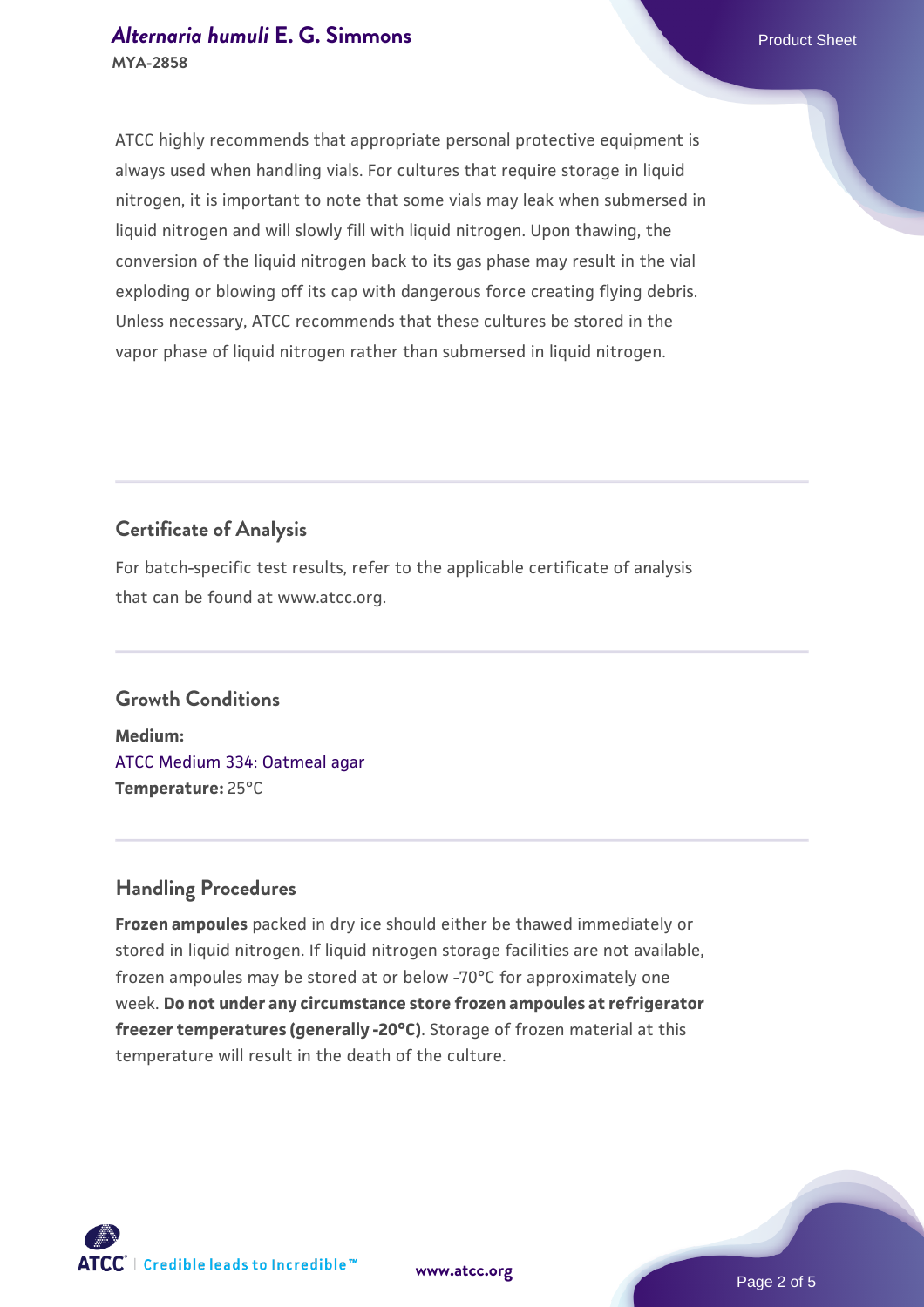ATCC highly recommends that appropriate personal protective equipment is always used when handling vials. For cultures that require storage in liquid nitrogen, it is important to note that some vials may leak when submersed in liquid nitrogen and will slowly fill with liquid nitrogen. Upon thawing, the conversion of the liquid nitrogen back to its gas phase may result in the vial exploding or blowing off its cap with dangerous force creating flying debris. Unless necessary, ATCC recommends that these cultures be stored in the vapor phase of liquid nitrogen rather than submersed in liquid nitrogen.

## Certificate of Analysis

For batch-specific test results, refer to the applicable certificate of analysis that can be found at www.atcc.org.

## Growth Conditions

**Medium:**
ATCC Medium 334: Oatmeal agar
**Temperature:** 25°C

## Handling Procedures

**Frozen ampoules** packed in dry ice should either be thawed immediately or stored in liquid nitrogen. If liquid nitrogen storage facilities are not available, frozen ampoules may be stored at or below -70°C for approximately one week. **Do not under any circumstance store frozen ampoules at refrigerator freezer temperatures (generally -20°C)**. Storage of frozen material at this temperature will result in the death of the culture.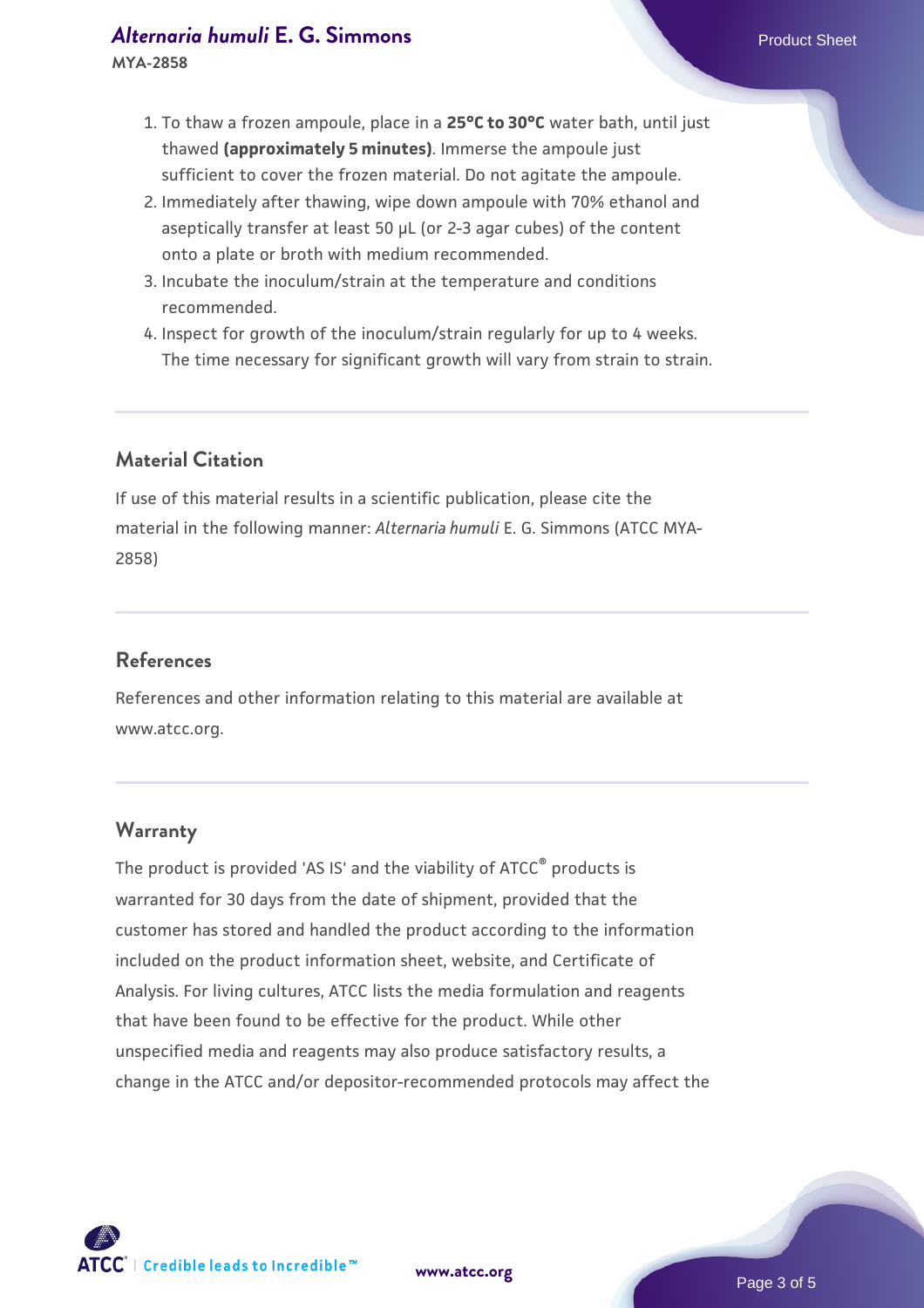1. To thaw a frozen ampoule, place in a **25°C to 30°C** water bath, until just thawed **(approximately 5 minutes)**. Immerse the ampoule just sufficient to cover the frozen material. Do not agitate the ampoule.
2. Immediately after thawing, wipe down ampoule with 70% ethanol and aseptically transfer at least 50 µL (or 2-3 agar cubes) of the content onto a plate or broth with medium recommended.
3. Incubate the inoculum/strain at the temperature and conditions recommended.
4. Inspect for growth of the inoculum/strain regularly for up to 4 weeks. The time necessary for significant growth will vary from strain to strain.

## Material Citation

If use of this material results in a scientific publication, please cite the material in the following manner: *Alternaria humuli* E. G. Simmons (ATCC MYA-2858)

## References

References and other information relating to this material are available at www.atcc.org.

## Warranty

The product is provided 'AS IS' and the viability of ATCC® products is warranted for 30 days from the date of shipment, provided that the customer has stored and handled the product according to the information included on the product information sheet, website, and Certificate of Analysis. For living cultures, ATCC lists the media formulation and reagents that have been found to be effective for the product. While other unspecified media and reagents may also produce satisfactory results, a change in the ATCC and/or depositor-recommended protocols may affect the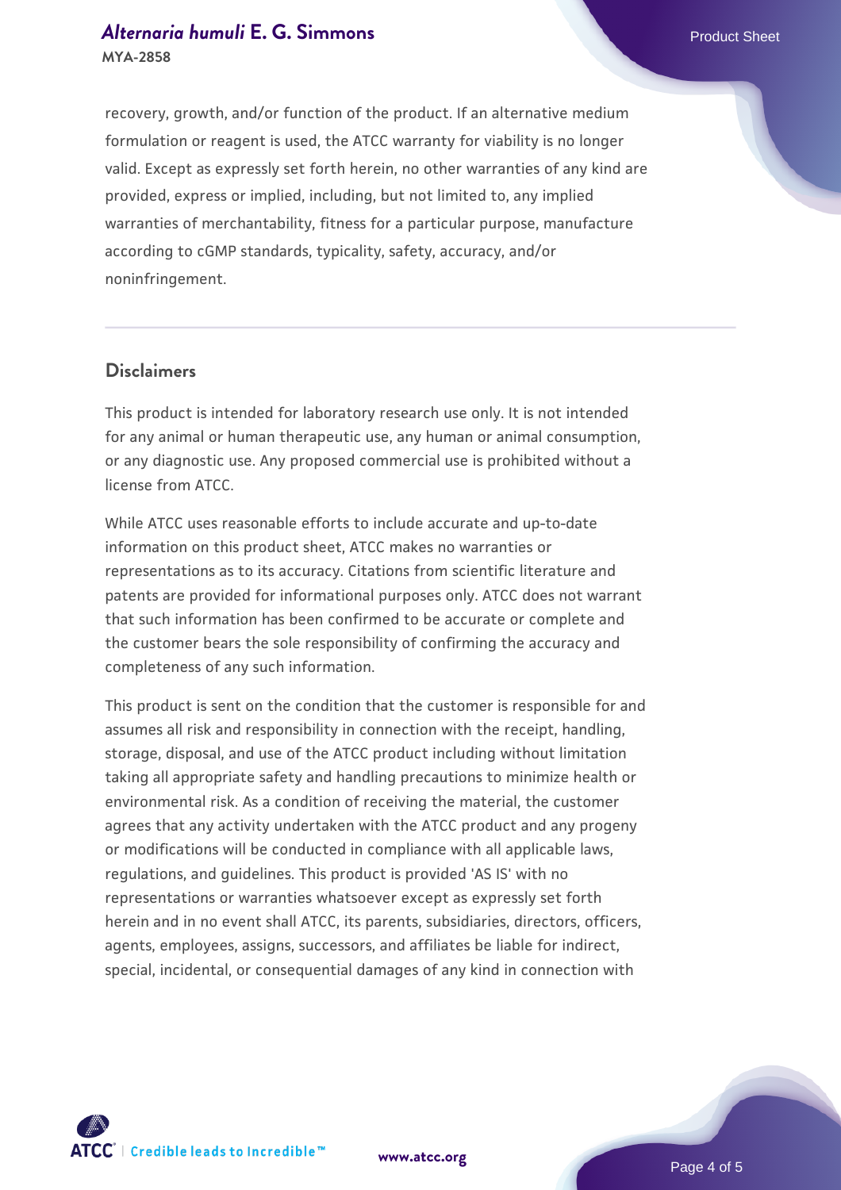recovery, growth, and/or function of the product. If an alternative medium formulation or reagent is used, the ATCC warranty for viability is no longer valid. Except as expressly set forth herein, no other warranties of any kind are provided, express or implied, including, but not limited to, any implied warranties of merchantability, fitness for a particular purpose, manufacture according to cGMP standards, typicality, safety, accuracy, and/or noninfringement.

## Disclaimers

This product is intended for laboratory research use only. It is not intended for any animal or human therapeutic use, any human or animal consumption, or any diagnostic use. Any proposed commercial use is prohibited without a license from ATCC.

While ATCC uses reasonable efforts to include accurate and up-to-date information on this product sheet, ATCC makes no warranties or representations as to its accuracy. Citations from scientific literature and patents are provided for informational purposes only. ATCC does not warrant that such information has been confirmed to be accurate or complete and the customer bears the sole responsibility of confirming the accuracy and completeness of any such information.

This product is sent on the condition that the customer is responsible for and assumes all risk and responsibility in connection with the receipt, handling, storage, disposal, and use of the ATCC product including without limitation taking all appropriate safety and handling precautions to minimize health or environmental risk. As a condition of receiving the material, the customer agrees that any activity undertaken with the ATCC product and any progeny or modifications will be conducted in compliance with all applicable laws, regulations, and guidelines. This product is provided 'AS IS' with no representations or warranties whatsoever except as expressly set forth herein and in no event shall ATCC, its parents, subsidiaries, directors, officers, agents, employees, assigns, successors, and affiliates be liable for indirect, special, incidental, or consequential damages of any kind in connection with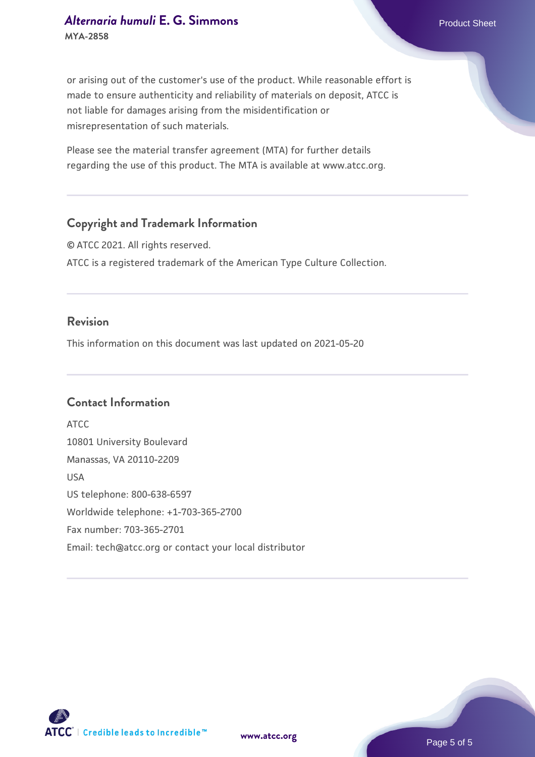or arising out of the customer's use of the product. While reasonable effort is made to ensure authenticity and reliability of materials on deposit, ATCC is not liable for damages arising from the misidentification or misrepresentation of such materials.

Please see the material transfer agreement (MTA) for further details regarding the use of this product. The MTA is available at www.atcc.org.

## Copyright and Trademark Information

© ATCC 2021. All rights reserved.

ATCC is a registered trademark of the American Type Culture Collection.

## Revision

This information on this document was last updated on 2021-05-20

## Contact Information

ATCC
10801 University Boulevard
Manassas, VA 20110-2209
USA
US telephone: 800-638-6597
Worldwide telephone: +1-703-365-2700
Fax number: 703-365-2701
Email: tech@atcc.org or contact your local distributor